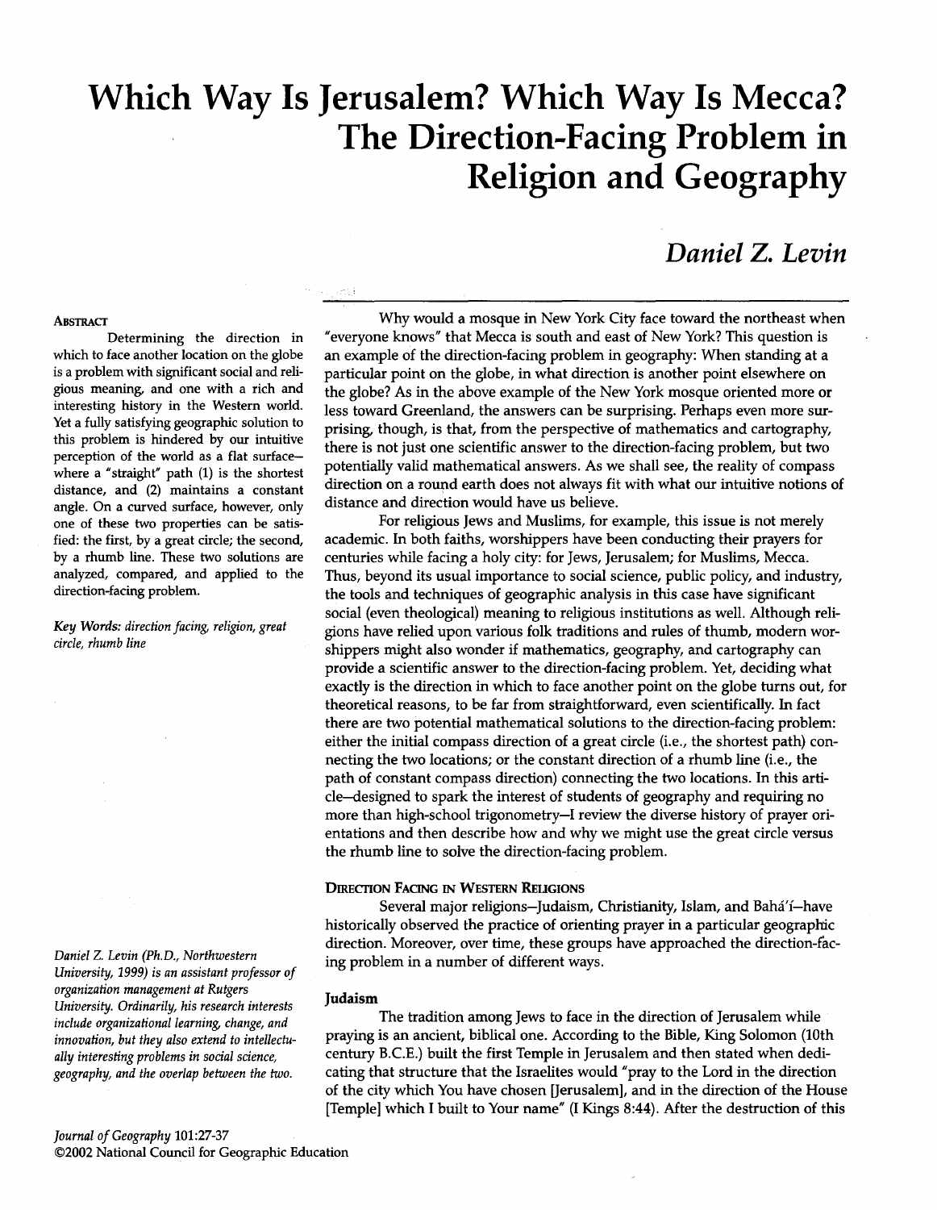# Which Way Is Jerusalem? Which Way Is Mecca? The Direction-Facing Problem in Religion and Geography

***Daniel Z. Levin***

**ABSTRACT**

Determining the direction in which to face another location on the globe is a problem with significant social and religious meaning, and one with a rich and interesting history in the Western world. Yet a fully satisfying geographic solution to this problem is hindered by our intuitive perception of the world as a flat surface—where a "straight" path (1) is the shortest distance, and (2) maintains a constant angle. On a curved surface, however, only one of these two properties can be satisfied: the first, by a great circle; the second, by a rhumb line. These two solutions are analyzed, compared, and applied to the direction-facing problem.

*Key Words: direction facing, religion, great circle, rhumb line*

*Daniel Z. Levin (Ph.D., Northwestern University, 1999) is an assistant professor of organization management at Rutgers University. Ordinarily, his research interests include organizational learning, change, and innovation, but they also extend to intellectually interesting problems in social science, geography, and the overlap between the two.*

Why would a mosque in New York City face toward the northeast when "everyone knows" that Mecca is south and east of New York? This question is an example of the direction-facing problem in geography: When standing at a particular point on the globe, in what direction is another point elsewhere on the globe? As in the above example of the New York mosque oriented more or less toward Greenland, the answers can be surprising. Perhaps even more surprising, though, is that, from the perspective of mathematics and cartography, there is not just one scientific answer to the direction-facing problem, but two potentially valid mathematical answers. As we shall see, the reality of compass direction on a round earth does not always fit with what our intuitive notions of distance and direction would have us believe.

For religious Jews and Muslims, for example, this issue is not merely academic. In both faiths, worshippers have been conducting their prayers for centuries while facing a holy city: for Jews, Jerusalem; for Muslims, Mecca. Thus, beyond its usual importance to social science, public policy, and industry, the tools and techniques of geographic analysis in this case have significant social (even theological) meaning to religious institutions as well. Although religions have relied upon various folk traditions and rules of thumb, modern worshippers might also wonder if mathematics, geography, and cartography can provide a scientific answer to the direction-facing problem. Yet, deciding what exactly is the direction in which to face another point on the globe turns out, for theoretical reasons, to be far from straightforward, even scientifically. In fact there are two potential mathematical solutions to the direction-facing problem: either the initial compass direction of a great circle (i.e., the shortest path) connecting the two locations; or the constant direction of a rhumb line (i.e., the path of constant compass direction) connecting the two locations. In this article—designed to spark the interest of students of geography and requiring no more than high-school trigonometry—I review the diverse history of prayer orientations and then describe how and why we might use the great circle versus the rhumb line to solve the direction-facing problem.

## DIRECTION FACING IN WESTERN RELIGIONS

Several major religions—Judaism, Christianity, Islam, and Bahá'í—have historically observed the practice of orienting prayer in a particular geographic direction. Moreover, over time, these groups have approached the direction-facing problem in a number of different ways.

### Judaism

The tradition among Jews to face in the direction of Jerusalem while praying is an ancient, biblical one. According to the Bible, King Solomon (10th century B.C.E.) built the first Temple in Jerusalem and then stated when dedicating that structure that the Israelites would "pray to the Lord in the direction of the city which You have chosen [Jerusalem], and in the direction of the House [Temple] which I built to Your name" (I Kings 8:44). After the destruction of this

*Journal of Geography* 101:27-37
©2002 National Council for Geographic Education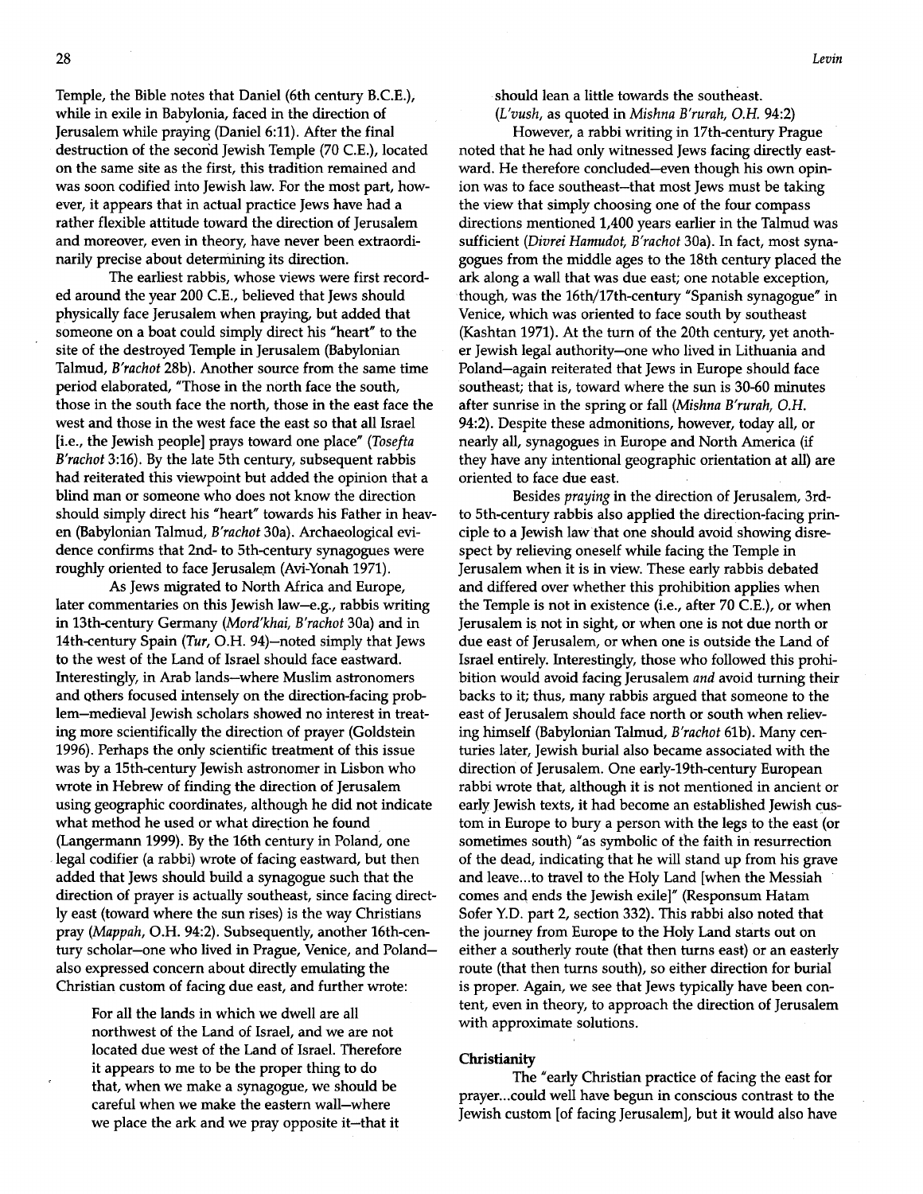Temple, the Bible notes that Daniel (6th century B.C.E.), while in exile in Babylonia, faced in the direction of Jerusalem while praying (Daniel 6:11). After the final destruction of the second Jewish Temple (70 C.E.), located on the same site as the first, this tradition remained and was soon codified into Jewish law. For the most part, however, it appears that in actual practice Jews have had a rather flexible attitude toward the direction of Jerusalem and moreover, even in theory, have never been extraordinarily precise about determining its direction.

The earliest rabbis, whose views were first recorded around the year 200 C.E., believed that Jews should physically face Jerusalem when praying, but added that someone on a boat could simply direct his "heart" to the site of the destroyed Temple in Jerusalem (Babylonian Talmud, *B'rachot* 28b). Another source from the same time period elaborated, "Those in the north face the south, those in the south face the north, those in the east face the west and those in the west face the east so that all Israel [i.e., the Jewish people] prays toward one place" (*Tosefta B'rachot* 3:16). By the late 5th century, subsequent rabbis had reiterated this viewpoint but added the opinion that a blind man or someone who does not know the direction should simply direct his "heart" towards his Father in heaven (Babylonian Talmud, *B'rachot* 30a). Archaeological evidence confirms that 2nd- to 5th-century synagogues were roughly oriented to face Jerusalem (Avi-Yonah 1971).

As Jews migrated to North Africa and Europe, later commentaries on this Jewish law—e.g., rabbis writing in 13th-century Germany (*Mord'khai, B'rachot* 30a) and in 14th-century Spain (*Tur*, O.H. 94)—noted simply that Jews to the west of the Land of Israel should face eastward. Interestingly, in Arab lands—where Muslim astronomers and others focused intensely on the direction-facing problem—medieval Jewish scholars showed no interest in treating more scientifically the direction of prayer (Goldstein 1996). Perhaps the only scientific treatment of this issue was by a 15th-century Jewish astronomer in Lisbon who wrote in Hebrew of finding the direction of Jerusalem using geographic coordinates, although he did not indicate what method he used or what direction he found (Langermann 1999). By the 16th century in Poland, one legal codifier (a rabbi) wrote of facing eastward, but then added that Jews should build a synagogue such that the direction of prayer is actually southeast, since facing directly east (toward where the sun rises) is the way Christians pray (*Mappah*, O.H. 94:2). Subsequently, another 16th-century scholar—one who lived in Prague, Venice, and Poland—also expressed concern about directly emulating the Christian custom of facing due east, and further wrote:

> For all the lands in which we dwell are all northwest of the Land of Israel, and we are not located due west of the Land of Israel. Therefore it appears to me to be the proper thing to do that, when we make a synagogue, we should be careful when we make the eastern wall—where we place the ark and we pray opposite it—that it should lean a little towards the southeast.
> (*L'vush*, as quoted in *Mishna B'rurah, O.H.* 94:2)

However, a rabbi writing in 17th-century Prague noted that he had only witnessed Jews facing directly eastward. He therefore concluded—even though his own opinion was to face southeast—that most Jews must be taking the view that simply choosing one of the four compass directions mentioned 1,400 years earlier in the Talmud was sufficient (*Divrei Hamudot, B'rachot* 30a). In fact, most synagogues from the middle ages to the 18th century placed the ark along a wall that was due east; one notable exception, though, was the 16th/17th-century "Spanish synagogue" in Venice, which was oriented to face south by southeast (Kashtan 1971). At the turn of the 20th century, yet another Jewish legal authority—one who lived in Lithuania and Poland—again reiterated that Jews in Europe should face southeast; that is, toward where the sun is 30-60 minutes after sunrise in the spring or fall (*Mishna B'rurah, O.H.* 94:2). Despite these admonitions, however, today all, or nearly all, synagogues in Europe and North America (if they have any intentional geographic orientation at all) are oriented to face due east.

Besides *praying* in the direction of Jerusalem, 3rd- to 5th-century rabbis also applied the direction-facing principle to a Jewish law that one should avoid showing disrespect by relieving oneself while facing the Temple in Jerusalem when it is in view. These early rabbis debated and differed over whether this prohibition applies when the Temple is not in existence (i.e., after 70 C.E.), or when Jerusalem is not in sight, or when one is not due north or due east of Jerusalem, or when one is outside the Land of Israel entirely. Interestingly, those who followed this prohibition would avoid facing Jerusalem *and* avoid turning their backs to it; thus, many rabbis argued that someone to the east of Jerusalem should face north or south when relieving himself (Babylonian Talmud, *B'rachot* 61b). Many centuries later, Jewish burial also became associated with the direction of Jerusalem. One early-19th-century European rabbi wrote that, although it is not mentioned in ancient or early Jewish texts, it had become an established Jewish custom in Europe to bury a person with the legs to the east (or sometimes south) "as symbolic of the faith in resurrection of the dead, indicating that he will stand up from his grave and leave...to travel to the Holy Land [when the Messiah comes and ends the Jewish exile]" (Responsum Hatam Sofer Y.D. part 2, section 332). This rabbi also noted that the journey from Europe to the Holy Land starts out on either a southerly route (that then turns east) or an easterly route (that then turns south), so either direction for burial is proper. Again, we see that Jews typically have been content, even in theory, to approach the direction of Jerusalem with approximate solutions.

### Christianity

The "early Christian practice of facing the east for prayer...could well have begun in conscious contrast to the Jewish custom [of facing Jerusalem], but it would also have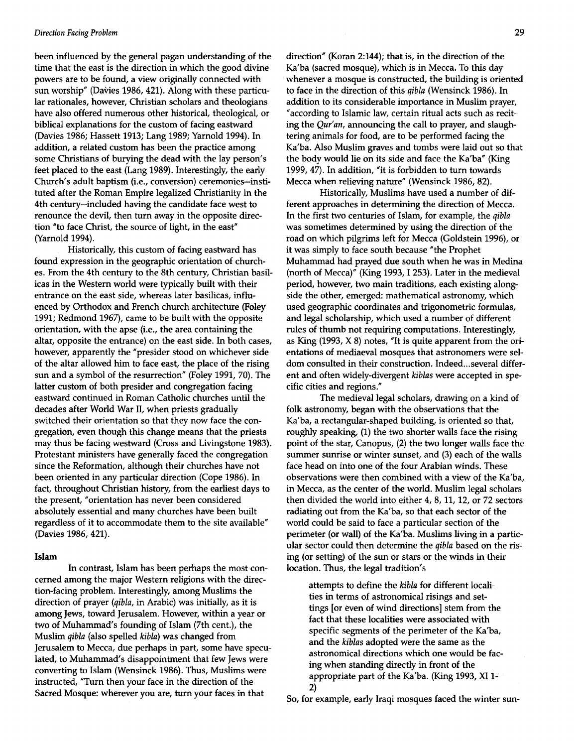been influenced by the general pagan understanding of the time that the east is the direction in which the good divine powers are to be found, a view originally connected with sun worship" (Davies 1986, 421). Along with these particular rationales, however, Christian scholars and theologians have also offered numerous other historical, theological, or biblical explanations for the custom of facing eastward (Davies 1986; Hassett 1913; Lang 1989; Yarnold 1994). In addition, a related custom has been the practice among some Christians of burying the dead with the lay person's feet placed to the east (Lang 1989). Interestingly, the early Church's adult baptism (i.e., conversion) ceremonies–instituted after the Roman Empire legalized Christianity in the 4th century–included having the candidate face west to renounce the devil, then turn away in the opposite direction "to face Christ, the source of light, in the east" (Yarnold 1994).

Historically, this custom of facing eastward has found expression in the geographic orientation of churches. From the 4th century to the 8th century, Christian basilicas in the Western world were typically built with their entrance on the east side, whereas later basilicas, influenced by Orthodox and French church architecture (Foley 1991; Redmond 1967), came to be built with the opposite orientation, with the apse (i.e., the area containing the altar, opposite the entrance) on the east side. In both cases, however, apparently the "presider stood on whichever side of the altar allowed him to face east, the place of the rising sun and a symbol of the resurrection" (Foley 1991, 70). The latter custom of both presider and congregation facing eastward continued in Roman Catholic churches until the decades after World War II, when priests gradually switched their orientation so that they now face the congregation, even though this change means that the priests may thus be facing westward (Cross and Livingstone 1983). Protestant ministers have generally faced the congregation since the Reformation, although their churches have not been oriented in any particular direction (Cope 1986). In fact, throughout Christian history, from the earliest days to the present, "orientation has never been considered absolutely essential and many churches have been built regardless of it to accommodate them to the site available" (Davies 1986, 421).

### Islam

In contrast, Islam has been perhaps the most concerned among the major Western religions with the direction-facing problem. Interestingly, among Muslims the direction of prayer (*qibla*, in Arabic) was initially, as it is among Jews, toward Jerusalem. However, within a year or two of Muhammad's founding of Islam (7th cent.), the Muslim *qibla* (also spelled *kibla*) was changed from Jerusalem to Mecca, due perhaps in part, some have speculated, to Muhammad's disappointment that few Jews were converting to Islam (Wensinck 1986). Thus, Muslims were instructed, "Turn then your face in the direction of the Sacred Mosque: wherever you are, turn your faces in that direction" (Koran 2:144); that is, in the direction of the Ka'ba (sacred mosque), which is in Mecca. To this day whenever a mosque is constructed, the building is oriented to face in the direction of this *qibla* (Wensinck 1986). In addition to its considerable importance in Muslim prayer, "according to Islamic law, certain ritual acts such as reciting the *Qur'an*, announcing the call to prayer, and slaughtering animals for food, are to be performed facing the Ka'ba. Also Muslim graves and tombs were laid out so that the body would lie on its side and face the Ka'ba" (King 1999, 47). In addition, "it is forbidden to turn towards Mecca when relieving nature" (Wensinck 1986, 82).

Historically, Muslims have used a number of different approaches in determining the direction of Mecca. In the first two centuries of Islam, for example, the *qibla* was sometimes determined by using the direction of the road on which pilgrims left for Mecca (Goldstein 1996), or it was simply to face south because "the Prophet Muhammad had prayed due south when he was in Medina (north of Mecca)" (King 1993, I 253). Later in the medieval period, however, two main traditions, each existing alongside the other, emerged: mathematical astronomy, which used geographic coordinates and trigonometric formulas, and legal scholarship, which used a number of different rules of thumb not requiring computations. Interestingly, as King (1993, X 8) notes, "It is quite apparent from the orientations of mediaeval mosques that astronomers were seldom consulted in their construction. Indeed...several different and often widely-divergent *kiblas* were accepted in specific cities and regions."

The medieval legal scholars, drawing on a kind of folk astronomy, began with the observations that the Ka'ba, a rectangular-shaped building, is oriented so that, roughly speaking, (1) the two shorter walls face the rising point of the star, Canopus, (2) the two longer walls face the summer sunrise or winter sunset, and (3) each of the walls face head on into one of the four Arabian winds. These observations were then combined with a view of the Ka'ba, in Mecca, as the center of the world. Muslim legal scholars then divided the world into either 4, 8, 11, 12, or 72 sectors radiating out from the Ka'ba, so that each sector of the world could be said to face a particular section of the perimeter (or wall) of the Ka'ba. Muslims living in a particular sector could then determine the *qibla* based on the rising (or setting) of the sun or stars or the winds in their location. Thus, the legal tradition's

> attempts to define the *kibla* for different localities in terms of astronomical risings and settings [or even of wind directions] stem from the fact that these localities were associated with specific segments of the perimeter of the Ka'ba, and the *kiblas* adopted were the same as the astronomical directions which one would be facing when standing directly in front of the appropriate part of the Ka'ba. (King 1993, XI 1-2)

So, for example, early Iraqi mosques faced the winter sun-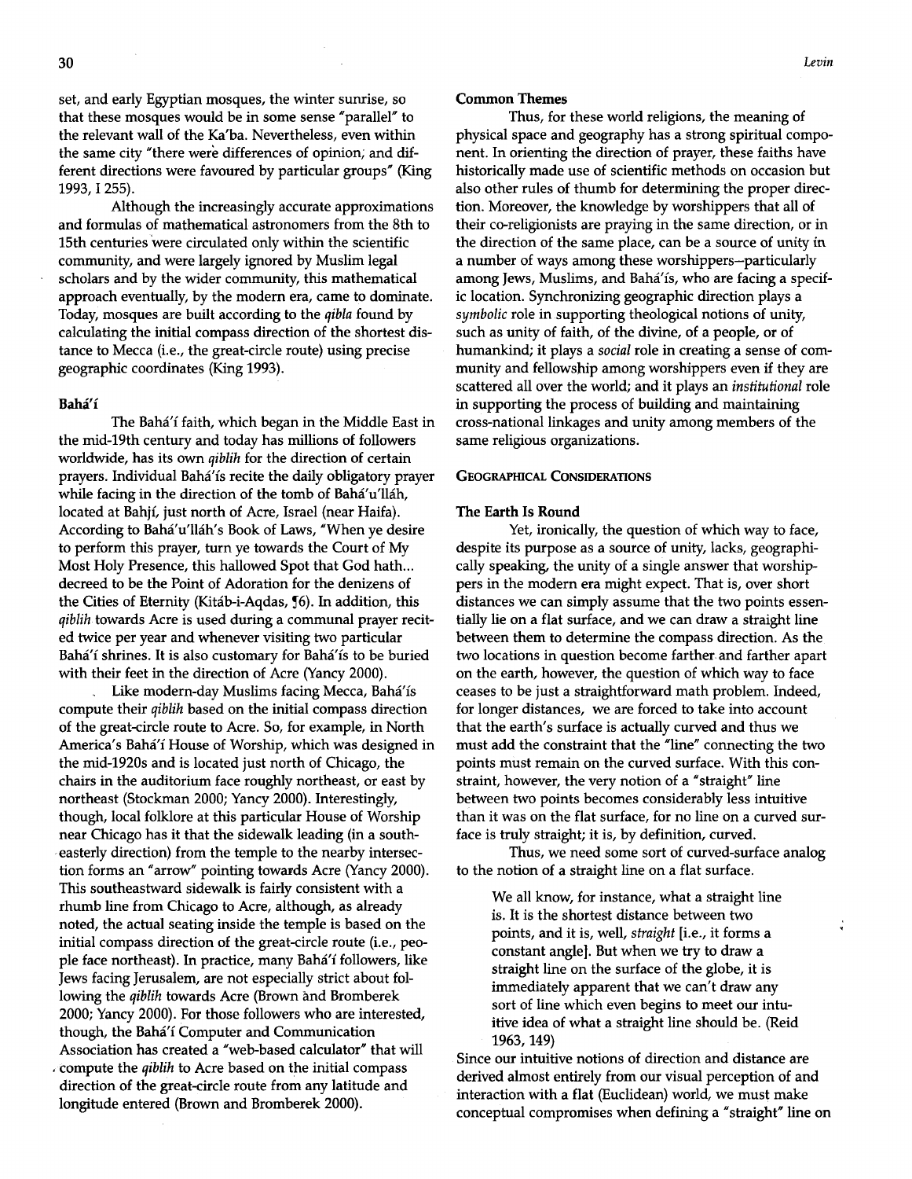set, and early Egyptian mosques, the winter sunrise, so that these mosques would be in some sense "parallel" to the relevant wall of the Ka'ba. Nevertheless, even within the same city "there were differences of opinion, and different directions were favoured by particular groups" (King 1993, I 255).

Although the increasingly accurate approximations and formulas of mathematical astronomers from the 8th to 15th centuries were circulated only within the scientific community, and were largely ignored by Muslim legal scholars and by the wider community, this mathematical approach eventually, by the modern era, came to dominate. Today, mosques are built according to the *qibla* found by calculating the initial compass direction of the shortest distance to Mecca (i.e., the great-circle route) using precise geographic coordinates (King 1993).

### Bahá'í

The Bahá'í faith, which began in the Middle East in the mid-19th century and today has millions of followers worldwide, has its own *qiblih* for the direction of certain prayers. Individual Bahá'ís recite the daily obligatory prayer while facing in the direction of the tomb of Bahá'u'lláh, located at Bahjí, just north of Acre, Israel (near Haifa). According to Bahá'u'lláh's Book of Laws, "When ye desire to perform this prayer, turn ye towards the Court of My Most Holy Presence, this hallowed Spot that God hath... decreed to be the Point of Adoration for the denizens of the Cities of Eternity (Kitáb-i-Aqdas, ¶6). In addition, this *qiblih* towards Acre is used during a communal prayer recited twice per year and whenever visiting two particular Bahá'í shrines. It is also customary for Bahá'ís to be buried with their feet in the direction of Acre (Yancy 2000).

Like modern-day Muslims facing Mecca, Bahá'ís compute their *qiblih* based on the initial compass direction of the great-circle route to Acre. So, for example, in North America's Bahá'í House of Worship, which was designed in the mid-1920s and is located just north of Chicago, the chairs in the auditorium face roughly northeast, or east by northeast (Stockman 2000; Yancy 2000). Interestingly, though, local folklore at this particular House of Worship near Chicago has it that the sidewalk leading (in a southeasterly direction) from the temple to the nearby intersection forms an "arrow" pointing towards Acre (Yancy 2000). This southeastward sidewalk is fairly consistent with a rhumb line from Chicago to Acre, although, as already noted, the actual seating inside the temple is based on the initial compass direction of the great-circle route (i.e., people face northeast). In practice, many Bahá'í followers, like Jews facing Jerusalem, are not especially strict about following the *qiblih* towards Acre (Brown and Bromberek 2000; Yancy 2000). For those followers who are interested, though, the Bahá'í Computer and Communication Association has created a "web-based calculator" that will compute the *qiblih* to Acre based on the initial compass direction of the great-circle route from any latitude and longitude entered (Brown and Bromberek 2000).

### Common Themes

Thus, for these world religions, the meaning of physical space and geography has a strong spiritual component. In orienting the direction of prayer, these faiths have historically made use of scientific methods on occasion but also other rules of thumb for determining the proper direction. Moreover, the knowledge by worshippers that all of their co-religionists are praying in the same direction, or in the direction of the same place, can be a source of unity in a number of ways among these worshippers—particularly among Jews, Muslims, and Bahá'ís, who are facing a specific location. Synchronizing geographic direction plays a *symbolic* role in supporting theological notions of unity, such as unity of faith, of the divine, of a people, or of humankind; it plays a *social* role in creating a sense of community and fellowship among worshippers even if they are scattered all over the world; and it plays an *institutional* role in supporting the process of building and maintaining cross-national linkages and unity among members of the same religious organizations.

## Geographical Considerations

### The Earth Is Round

Yet, ironically, the question of which way to face, despite its purpose as a source of unity, lacks, geographically speaking, the unity of a single answer that worshippers in the modern era might expect. That is, over short distances we can simply assume that the two points essentially lie on a flat surface, and we can draw a straight line between them to determine the compass direction. As the two locations in question become farther and farther apart on the earth, however, the question of which way to face ceases to be just a straightforward math problem. Indeed, for longer distances, we are forced to take into account that the earth's surface is actually curved and thus we must add the constraint that the "line" connecting the two points must remain on the curved surface. With this constraint, however, the very notion of a "straight" line between two points becomes considerably less intuitive than it was on the flat surface, for no line on a curved surface is truly straight; it is, by definition, curved.

Thus, we need some sort of curved-surface analog to the notion of a straight line on a flat surface.

> We all know, for instance, what a straight line is. It is the shortest distance between two points, and it is, well, *straight* [i.e., it forms a constant angle]. But when we try to draw a straight line on the surface of the globe, it is immediately apparent that we can't draw any sort of line which even begins to meet our intuitive idea of what a straight line should be. (Reid 1963, 149)

Since our intuitive notions of direction and distance are derived almost entirely from our visual perception of and interaction with a flat (Euclidean) world, we must make conceptual compromises when defining a "straight" line on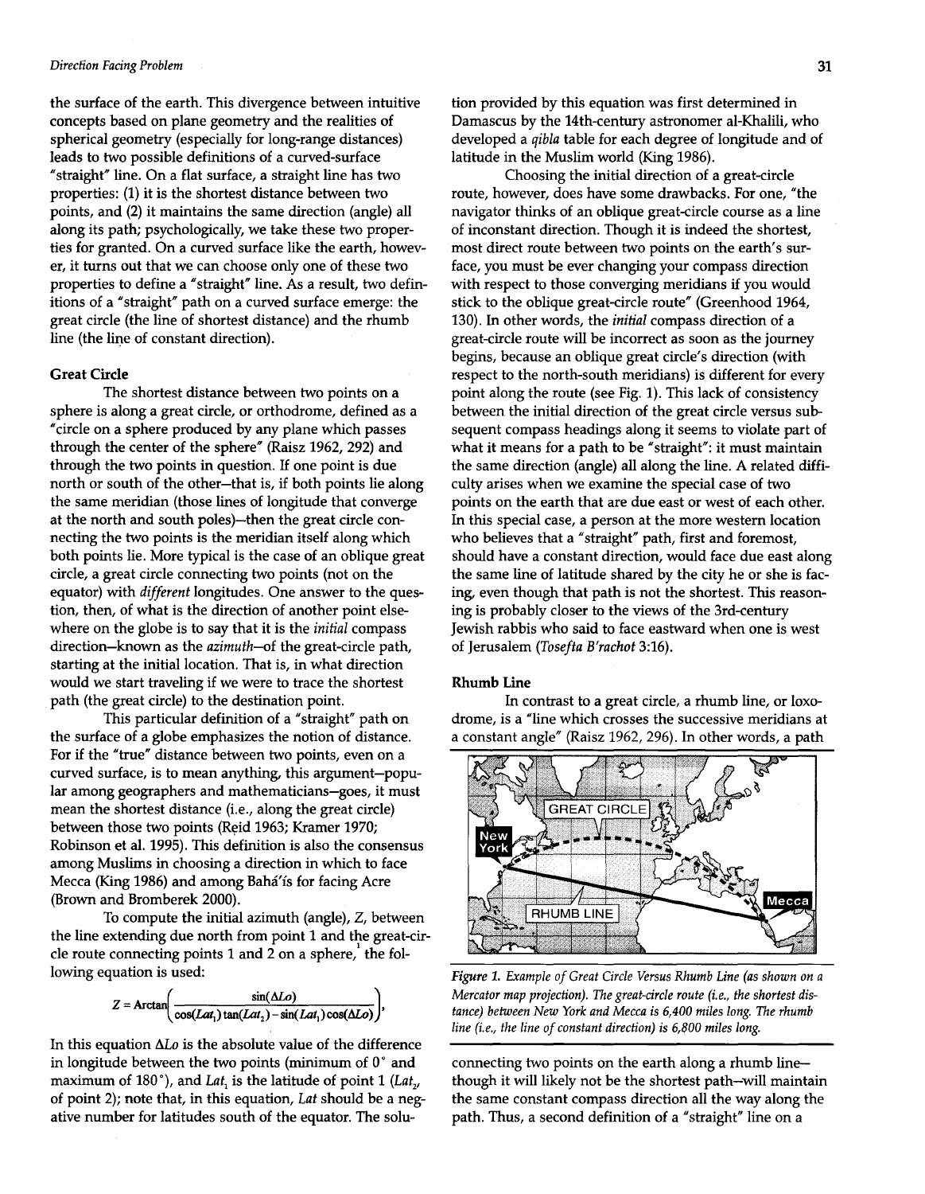the surface of the earth. This divergence between intuitive concepts based on plane geometry and the realities of spherical geometry (especially for long-range distances) leads to two possible definitions of a curved-surface "straight" line. On a flat surface, a straight line has two properties: (1) it is the shortest distance between two points, and (2) it maintains the same direction (angle) all along its path; psychologically, we take these two properties for granted. On a curved surface like the earth, however, it turns out that we can choose only one of these two properties to define a "straight" line. As a result, two definitions of a "straight" path on a curved surface emerge: the great circle (the line of shortest distance) and the rhumb line (the line of constant direction).

### Great Circle

The shortest distance between two points on a sphere is along a great circle, or orthodrome, defined as a "circle on a sphere produced by any plane which passes through the center of the sphere" (Raisz 1962, 292) and through the two points in question. If one point is due north or south of the other—that is, if both points lie along the same meridian (those lines of longitude that converge at the north and south poles)—then the great circle connecting the two points is the meridian itself along which both points lie. More typical is the case of an oblique great circle, a great circle connecting two points (not on the equator) with *different* longitudes. One answer to the question, then, of what is the direction of another point elsewhere on the globe is to say that it is the *initial* compass direction—known as the *azimuth*—of the great-circle path, starting at the initial location. That is, in what direction would we start traveling if we were to trace the shortest path (the great circle) to the destination point.

This particular definition of a "straight" path on the surface of a globe emphasizes the notion of distance. For if the "true" distance between two points, even on a curved surface, is to mean anything, this argument—popular among geographers and mathematicians—goes, it must mean the shortest distance (i.e., along the great circle) between those two points (Reid 1963; Kramer 1970; Robinson et al. 1995). This definition is also the consensus among Muslims in choosing a direction in which to face Mecca (King 1986) and among Bahá'ís for facing Acre (Brown and Bromberek 2000).

To compute the initial azimuth (angle), Z, between the line extending due north from point 1 and the great-circle route connecting points 1 and 2 on a sphere,[1] the following equation is used:

$$Z = \text{Arctan}\left(\frac{\sin(\Delta Lo)}{\cos(Lat_1)\tan(Lat_2) - \sin(Lat_1)\cos(\Delta Lo)}\right),$$

In this equation $\Delta Lo$ is the absolute value of the difference in longitude between the two points (minimum of 0° and maximum of 180°), and $Lat_1$ is the latitude of point 1 ($Lat_2$, of point 2); note that, in this equation, *Lat* should be a negative number for latitudes south of the equator. The solution provided by this equation was first determined in Damascus by the 14th-century astronomer al-Khalili, who developed a *qibla* table for each degree of longitude and of latitude in the Muslim world (King 1986).

Choosing the initial direction of a great-circle route, however, does have some drawbacks. For one, "the navigator thinks of an oblique great-circle course as a line of inconstant direction. Though it is indeed the shortest, most direct route between two points on the earth's surface, you must be ever changing your compass direction with respect to those converging meridians if you would stick to the oblique great-circle route" (Greenhood 1964, 130). In other words, the *initial* compass direction of a great-circle route will be incorrect as soon as the journey begins, because an oblique great circle's direction (with respect to the north-south meridians) is different for every point along the route (see Fig. 1). This lack of consistency between the initial direction of the great circle versus subsequent compass headings along it seems to violate part of what it means for a path to be "straight": it must maintain the same direction (angle) all along the line. A related difficulty arises when we examine the special case of two points on the earth that are due east or west of each other. In this special case, a person at the more western location who believes that a "straight" path, first and foremost, should have a constant direction, would face due east along the same line of latitude shared by the city he or she is facing, even though that path is not the shortest. This reasoning is probably closer to the views of the 3rd-century Jewish rabbis who said to face eastward when one is west of Jerusalem (*Tosefta B'rachot* 3:16).

### Rhumb Line

In contrast to a great circle, a rhumb line, or loxodrome, is a "line which crosses the successive meridians at a constant angle" (Raisz 1962, 296). In other words, a path connecting two points on the earth along a rhumb line—though it will likely not be the shortest path—will maintain the same constant compass direction all the way along the path. Thus, a second definition of a "straight" line on a

GREAT CIRCLE
New York
RHUMB LINE
Mecca

*Figure 1. Example of Great Circle Versus Rhumb Line (as shown on a Mercator map projection). The great-circle route (i.e., the shortest distance) between New York and Mecca is 6,400 miles long. The rhumb line (i.e., the line of constant direction) is 6,800 miles long.*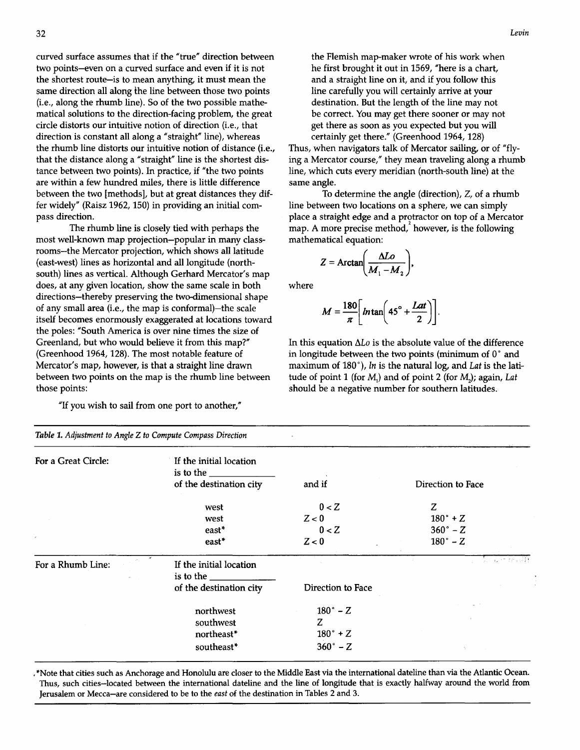curved surface assumes that if the "true" direction between two points—even on a curved surface and even if it is not the shortest route—is to mean anything, it must mean the same direction all along the line between those two points (i.e., along the rhumb line). So of the two possible mathematical solutions to the direction-facing problem, the great circle distorts our intuitive notion of direction (i.e., that direction is constant all along a "straight" line), whereas the rhumb line distorts our intuitive notion of distance (i.e., that the distance along a "straight" line is the shortest distance between two points). In practice, if "the two points are within a few hundred miles, there is little difference between the two [methods], but at great distances they differ widely" (Raisz 1962, 150) in providing an initial compass direction.

The rhumb line is closely tied with perhaps the most well-known map projection—popular in many classrooms—the Mercator projection, which shows all latitude (east-west) lines as horizontal and all longitude (north-south) lines as vertical. Although Gerhard Mercator's map does, at any given location, show the same scale in both directions—thereby preserving the two-dimensional shape of any small area (i.e., the map is conformal)—the scale itself becomes enormously exaggerated at locations toward the poles: "South America is over nine times the size of Greenland, but who would believe it from this map?" (Greenhood 1964, 128). The most notable feature of Mercator's map, however, is that a straight line drawn between two points on the map is the rhumb line between those points:

> "If you wish to sail from one port to another," the Flemish map-maker wrote of his work when he first brought it out in 1569, "here is a chart, and a straight line on it, and if you follow this line carefully you will certainly arrive at your destination. But the length of the line may not be correct. You may get there sooner or may not get there as soon as you expected but you will certainly get there." (Greenhood 1964, 128)

Thus, when navigators talk of Mercator sailing, or of "flying a Mercator course," they mean traveling along a rhumb line, which cuts every meridian (north-south line) at the same angle.

To determine the angle (direction), $Z$, of a rhumb line between two locations on a sphere, we can simply place a straight edge and a protractor on top of a Mercator map. A more precise method,[2] however, is the following mathematical equation:

$$Z = \text{Arctan}\left(\frac{\Delta Lo}{M_1 - M_2}\right),$$

where

$$M = \frac{180}{\pi}\left[ln \tan\left(45^\circ + \frac{Lat}{2}\right)\right].$$

In this equation $\Delta Lo$ is the absolute value of the difference in longitude between the two points (minimum of 0° and maximum of 180°), $ln$ is the natural log, and $Lat$ is the latitude of point 1 (for $M_1$) and of point 2 (for $M_2$); again, $Lat$ should be a negative number for southern latitudes.

*Table 1. Adjustment to Angle Z to Compute Compass Direction*

| | If the initial location is to the ______ of the destination city | and if | Direction to Face |
|---|---|---|---|
| For a Great Circle: | west | $0 < Z$ | $Z$ |
| | west | $Z < 0$ | $180^\circ + Z$ |
| | east* | $0 < Z$ | $360^\circ - Z$ |
| | east* | $Z < 0$ | $180^\circ - Z$ |

| | If the initial location is to the ______ of the destination city | Direction to Face |
|---|---|---|
| For a Rhumb Line: | northwest | $180^\circ - Z$ |
| | southwest | $Z$ |
| | northeast* | $180^\circ + Z$ |
| | southeast* | $360^\circ - Z$ |

*Note that cities such as Anchorage and Honolulu are closer to the Middle East via the international dateline than via the Atlantic Ocean. Thus, such cities—located between the international dateline and the line of longitude that is exactly halfway around the world from Jerusalem or Mecca—are considered to be to the *east* of the destination in Tables 2 and 3.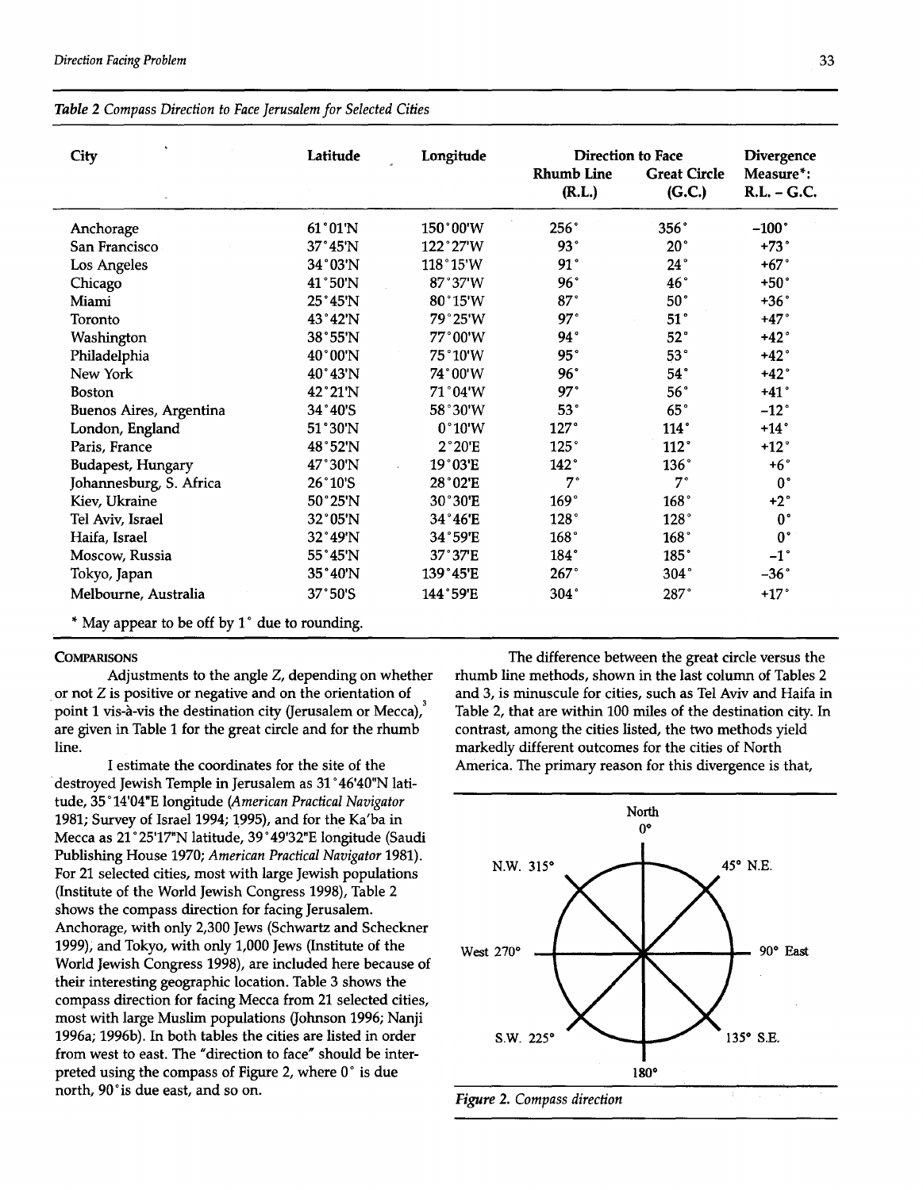*Table 2 Compass Direction to Face Jerusalem for Selected Cities*

| City | Latitude | Longitude | Direction to Face | | Divergence Measure*: |
|---|---|---|---|---|---|
| | | | Rhumb Line (R.L.) | Great Circle (G.C.) | R.L. - G.C. |
| Anchorage | 61°01'N | 150°00'W | 256° | 356° | -100° |
| San Francisco | 37°45'N | 122°27'W | 93° | 20° | +73° |
| Los Angeles | 34°03'N | 118°15'W | 91° | 24° | +67° |
| Chicago | 41°50'N | 87°37'W | 96° | 46° | +50° |
| Miami | 25°45'N | 80°15'W | 87° | 50° | +36° |
| Toronto | 43°42'N | 79°25'W | 97° | 51° | +47° |
| Washington | 38°55'N | 77°00'W | 94° | 52° | +42° |
| Philadelphia | 40°00'N | 75°10'W | 95° | 53° | +42° |
| New York | 40°43'N | 74°00'W | 96° | 54° | +42° |
| Boston | 42°21'N | 71°04'W | 97° | 56° | +41° |
| Buenos Aires, Argentina | 34°40'S | 58°30'W | 53° | 65° | -12° |
| London, England | 51°30'N | 0°10'W | 127° | 114° | +14° |
| Paris, France | 48°52'N | 2°20'E | 125° | 112° | +12° |
| Budapest, Hungary | 47°30'N | 19°03'E | 142° | 136° | +6° |
| Johannesburg, S. Africa | 26°10'S | 28°02'E | 7° | 7° | 0° |
| Kiev, Ukraine | 50°25'N | 30°30'E | 169° | 168° | +2° |
| Tel Aviv, Israel | 32°05'N | 34°46'E | 128° | 128° | 0° |
| Haifa, Israel | 32°49'N | 34°59'E | 168° | 168° | 0° |
| Moscow, Russia | 55°45'N | 37°37'E | 184° | 185° | -1° |
| Tokyo, Japan | 35°40'N | 139°45'E | 267° | 304° | -36° |
| Melbourne, Australia | 37°50'S | 144°59'E | 304° | 287° | +17° |

\* May appear to be off by 1° due to rounding.

## COMPARISONS

Adjustments to the angle Z, depending on whether or not Z is positive or negative and on the orientation of point 1 vis-à-vis the destination city (Jerusalem or Mecca),[3] are given in Table 1 for the great circle and for the rhumb line.

I estimate the coordinates for the site of the destroyed Jewish Temple in Jerusalem as 31°46'40"N latitude, 35°14'04"E longitude (*American Practical Navigator* 1981; Survey of Israel 1994; 1995), and for the Ka'ba in Mecca as 21°25'17"N latitude, 39°49'32"E longitude (Saudi Publishing House 1970; *American Practical Navigator* 1981). For 21 selected cities, most with large Jewish populations (Institute of the World Jewish Congress 1998), Table 2 shows the compass direction for facing Jerusalem. Anchorage, with only 2,300 Jews (Schwartz and Scheckner 1999), and Tokyo, with only 1,000 Jews (Institute of the World Jewish Congress 1998), are included here because of their interesting geographic location. Table 3 shows the compass direction for facing Mecca from 21 selected cities, most with large Muslim populations (Johnson 1996; Nanji 1996a; 1996b). In both tables the cities are listed in order from west to east. The "direction to face" should be interpreted using the compass of Figure 2, where 0° is due north, 90° is due east, and so on.

The difference between the great circle versus the rhumb line methods, shown in the last column of Tables 2 and 3, is minuscule for cities, such as Tel Aviv and Haifa in Table 2, that are within 100 miles of the destination city. In contrast, among the cities listed, the two methods yield markedly different outcomes for the cities of North America. The primary reason for this divergence is that,

*Figure 2. Compass direction*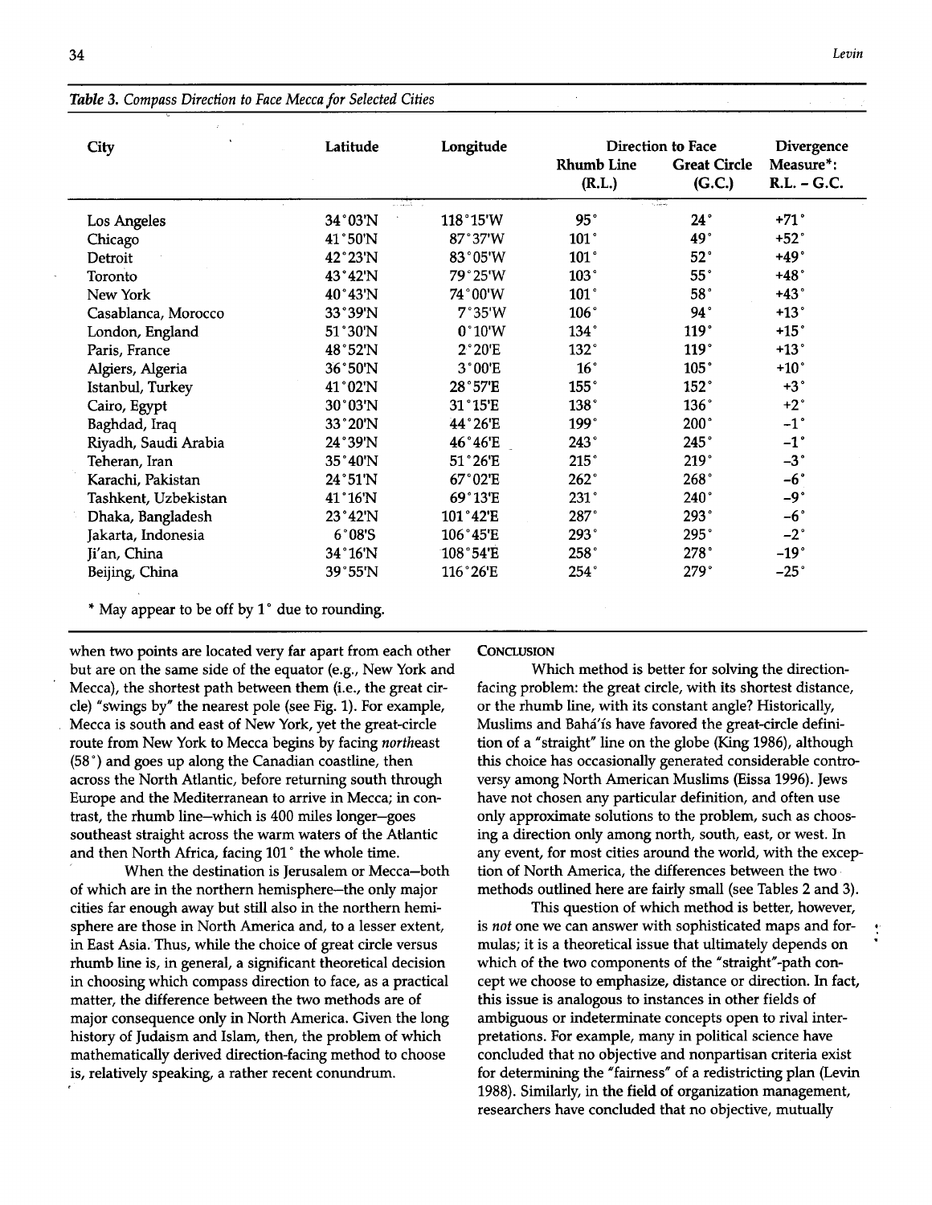*Table 3. Compass Direction to Face Mecca for Selected Cities*

| City | Latitude | Longitude | Direction to Face | | Divergence Measure*: |
|---|---|---|---|---|---|
| | | | Rhumb Line (R.L.) | Great Circle (G.C.) | R.L. – G.C. |
| Los Angeles | 34°03'N | 118°15'W | 95° | 24° | +71° |
| Chicago | 41°50'N | 87°37'W | 101° | 49° | +52° |
| Detroit | 42°23'N | 83°05'W | 101° | 52° | +49° |
| Toronto | 43°42'N | 79°25'W | 103° | 55° | +48° |
| New York | 40°43'N | 74°00'W | 101° | 58° | +43° |
| Casablanca, Morocco | 33°39'N | 7°35'W | 106° | 94° | +13° |
| London, England | 51°30'N | 0°10'W | 134° | 119° | +15° |
| Paris, France | 48°52'N | 2°20'E | 132° | 119° | +13° |
| Algiers, Algeria | 36°50'N | 3°00'E | 16° | 105° | +10° |
| Istanbul, Turkey | 41°02'N | 28°57'E | 155° | 152° | +3° |
| Cairo, Egypt | 30°03'N | 31°15'E | 138° | 136° | +2° |
| Baghdad, Iraq | 33°20'N | 44°26'E | 199° | 200° | -1° |
| Riyadh, Saudi Arabia | 24°39'N | 46°46'E | 243° | 245° | -1° |
| Teheran, Iran | 35°40'N | 51°26'E | 215° | 219° | -3° |
| Karachi, Pakistan | 24°51'N | 67°02'E | 262° | 268° | -6° |
| Tashkent, Uzbekistan | 41°16'N | 69°13'E | 231° | 240° | -9° |
| Dhaka, Bangladesh | 23°42'N | 101°42'E | 287° | 293° | -6° |
| Jakarta, Indonesia | 6°08'S | 106°45'E | 293° | 295° | -2° |
| Ji'an, China | 34°16'N | 108°54'E | 258° | 278° | -19° |
| Beijing, China | 39°55'N | 116°26'E | 254° | 279° | -25° |

\* May appear to be off by 1° due to rounding.

when two points are located very far apart from each other but are on the same side of the equator (e.g., New York and Mecca), the shortest path between them (i.e., the great circle) "swings by" the nearest pole (see Fig. 1). For example, Mecca is south and east of New York, yet the great-circle route from New York to Mecca begins by facing *northeast* (58°) and goes up along the Canadian coastline, then across the North Atlantic, before returning south through Europe and the Mediterranean to arrive in Mecca; in contrast, the rhumb line—which is 400 miles longer—goes southeast straight across the warm waters of the Atlantic and then North Africa, facing 101° the whole time.

When the destination is Jerusalem or Mecca—both of which are in the northern hemisphere—the only major cities far enough away but still also in the northern hemisphere are those in North America and, to a lesser extent, in East Asia. Thus, while the choice of great circle versus rhumb line is, in general, a significant theoretical decision in choosing which compass direction to face, as a practical matter, the difference between the two methods are of major consequence only in North America. Given the long history of Judaism and Islam, then, the problem of which mathematically derived direction-facing method to choose is, relatively speaking, a rather recent conundrum.

## Conclusion

Which method is better for solving the direction-facing problem: the great circle, with its shortest distance, or the rhumb line, with its constant angle? Historically, Muslims and Bahá'ís have favored the great-circle definition of a "straight" line on the globe (King 1986), although this choice has occasionally generated considerable controversy among North American Muslims (Eissa 1996). Jews have not chosen any particular definition, and often use only approximate solutions to the problem, such as choosing a direction only among north, south, east, or west. In any event, for most cities around the world, with the exception of North America, the differences between the two methods outlined here are fairly small (see Tables 2 and 3).

This question of which method is better, however, is *not* one we can answer with sophisticated maps and formulas; it is a theoretical issue that ultimately depends on which of the two components of the "straight"-path concept we choose to emphasize, distance or direction. In fact, this issue is analogous to instances in other fields of ambiguous or indeterminate concepts open to rival interpretations. For example, many in political science have concluded that no objective and nonpartisan criteria exist for determining the "fairness" of a redistricting plan (Levin 1988). Similarly, in the field of organization management, researchers have concluded that no objective, mutually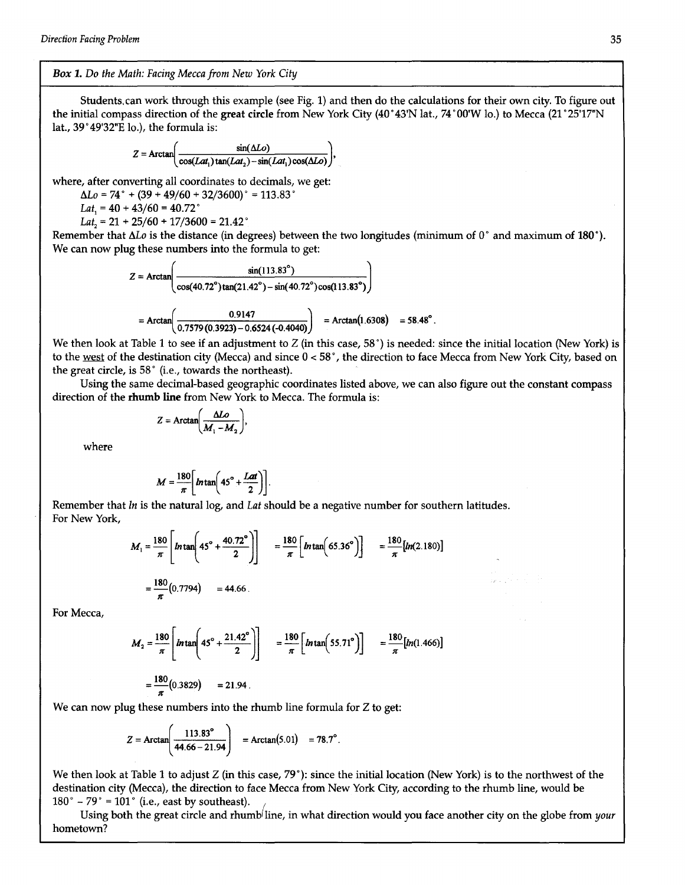**Box 1.** *Do the Math: Facing Mecca from New York City*

Students can work through this example (see Fig. 1) and then do the calculations for their own city. To figure out the initial compass direction of the **great circle** from New York City (40°43'N lat., 74°00'W lo.) to Mecca (21°25'17"N lat., 39°49'32"E lo.), the formula is:

$$Z = \text{Arctan}\left(\frac{\sin(\Delta Lo)}{\cos(Lat_1)\tan(Lat_2) - \sin(Lat_1)\cos(\Delta Lo)}\right),$$

where, after converting all coordinates to decimals, we get:

$\Delta Lo = 74° + (39 + 49/60 + 32/3600)° = 113.83°$

$Lat_1 = 40 + 43/60 = 40.72°$

$Lat_2 = 21 + 25/60 + 17/3600 = 21.42°$

Remember that $\Delta Lo$ is the distance (in degrees) between the two longitudes (minimum of 0° and maximum of 180°). We can now plug these numbers into the formula to get:

$$Z = \text{Arctan}\left(\frac{\sin(113.83°)}{\cos(40.72°)\tan(21.42°) - \sin(40.72°)\cos(113.83°)}\right)$$

$$= \text{Arctan}\left(\frac{0.9147}{0.7579\,(0.3923) - 0.6524\,(-0.4040)}\right) = \text{Arctan}(1.6308) = 58.48°.$$

We then look at Table 1 to see if an adjustment to Z (in this case, 58°) is needed: since the initial location (New York) is to the west of the destination city (Mecca) and since 0 < 58°, the direction to face Mecca from New York City, based on the great circle, is 58° (i.e., towards the northeast).

Using the same decimal-based geographic coordinates listed above, we can also figure out the constant compass direction of the **rhumb line** from New York to Mecca. The formula is:

$$Z = \text{Arctan}\left(\frac{\Delta Lo}{M_1 - M_2}\right),$$

where

$$M = \frac{180}{\pi}\left[\ln\tan\left(45° + \frac{Lat}{2}\right)\right].$$

Remember that *ln* is the natural log, and *Lat* should be a negative number for southern latitudes.

For New York,

$$M_1 = \frac{180}{\pi}\left[\ln\tan\left(45° + \frac{40.72°}{2}\right)\right] = \frac{180}{\pi}\left[\ln\tan\left(65.36°\right)\right] = \frac{180}{\pi}[\ln(2.180)]$$

$$= \frac{180}{\pi}(0.7794) = 44.66.$$

For Mecca,

$$M_2 = \frac{180}{\pi}\left[\ln\tan\left(45° + \frac{21.42°}{2}\right)\right] = \frac{180}{\pi}\left[\ln\tan\left(55.71°\right)\right] = \frac{180}{\pi}[\ln(1.466)]$$

$$= \frac{180}{\pi}(0.3829) = 21.94.$$

We can now plug these numbers into the rhumb line formula for Z to get:

$$Z = \text{Arctan}\left(\frac{113.83°}{44.66 - 21.94}\right) = \text{Arctan}(5.01) = 78.7°.$$

We then look at Table 1 to adjust Z (in this case, 79°): since the initial location (New York) is to the northwest of the destination city (Mecca), the direction to face Mecca from New York City, according to the rhumb line, would be 180° − 79° = 101° (i.e., east by southeast).

Using both the great circle and rhumb line, in what direction would you face another city on the globe from *your* hometown?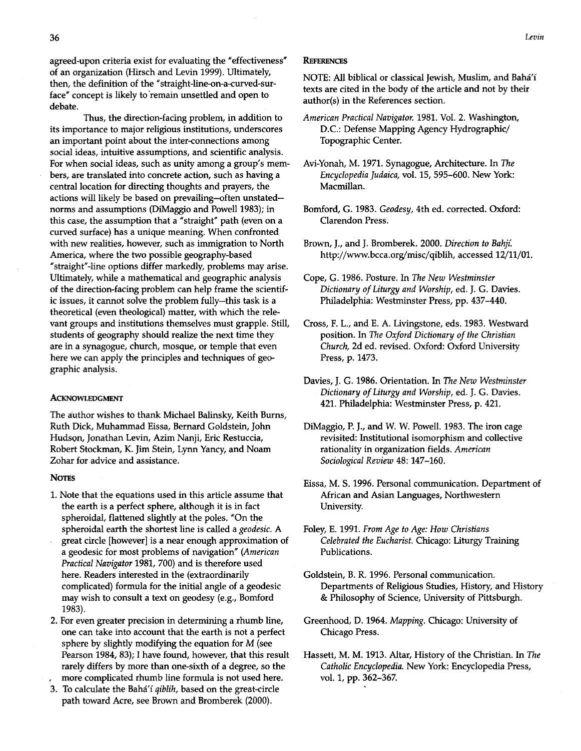agreed-upon criteria exist for evaluating the "effectiveness" of an organization (Hirsch and Levin 1999). Ultimately, then, the definition of the "straight-line-on-a-curved-surface" concept is likely to remain unsettled and open to debate.

Thus, the direction-facing problem, in addition to its importance to major religious institutions, underscores an important point about the inter-connections among social ideas, intuitive assumptions, and scientific analysis. For when social ideas, such as unity among a group's members, are translated into concrete action, such as having a central location for directing thoughts and prayers, the actions will likely be based on prevailing—often unstated—norms and assumptions (DiMaggio and Powell 1983); in this case, the assumption that a "straight" path (even on a curved surface) has a unique meaning. When confronted with new realities, however, such as immigration to North America, where the two possible geography-based "straight"-line options differ markedly, problems may arise. Ultimately, while a mathematical and geographic analysis of the direction-facing problem can help frame the scientific issues, it cannot solve the problem fully—this task is a theoretical (even theological) matter, with which the relevant groups and institutions themselves must grapple. Still, students of geography should realize the next time they are in a synagogue, church, mosque, or temple that even here we can apply the principles and techniques of geographic analysis.

## Acknowledgment

The author wishes to thank Michael Balinsky, Keith Burns, Ruth Dick, Muhammad Eissa, Bernard Goldstein, John Hudson, Jonathan Levin, Azim Nanji, Eric Restuccia, Robert Stockman, K. Jim Stein, Lynn Yancy, and Noam Zohar for advice and assistance.

## Notes

1. Note that the equations used in this article assume that the earth is a perfect sphere, although it is in fact spheroidal, flattened slightly at the poles. "On the spheroidal earth the shortest line is called a *geodesic*. A great circle [however] is a near enough approximation of a geodesic for most problems of navigation" (*American Practical Navigator* 1981, 700) and is therefore used here. Readers interested in the (extraordinarily complicated) formula for the initial angle of a geodesic may wish to consult a text on geodesy (e.g., Bomford 1983).
2. For even greater precision in determining a rhumb line, one can take into account that the earth is not a perfect sphere by slightly modifying the equation for $M$ (see Pearson 1984, 83); I have found, however, that this result rarely differs by more than one-sixth of a degree, so the more complicated rhumb line formula is not used here.
3. To calculate the Bahá'í *qiblih*, based on the great-circle path toward Acre, see Brown and Bromberek (2000).

## References

NOTE: All biblical or classical Jewish, Muslim, and Bahá'í texts are cited in the body of the article and not by their author(s) in the References section.

*American Practical Navigator.* 1981. Vol. 2. Washington, D.C.: Defense Mapping Agency Hydrographic/Topographic Center.

Avi-Yonah, M. 1971. Synagogue, Architecture. In *The Encyclopedia Judaica*, vol. 15, 595–600. New York: Macmillan.

Bomford, G. 1983. *Geodesy*, 4th ed. corrected. Oxford: Clarendon Press.

Brown, J., and J. Bromberek. 2000. *Direction to Bahjí.* http://www.bcca.org/misc/qiblih, accessed 12/11/01.

Cope, G. 1986. Posture. In *The New Westminster Dictionary of Liturgy and Worship*, ed. J. G. Davies. Philadelphia: Westminster Press, pp. 437–440.

Cross, F. L., and E. A. Livingstone, eds. 1983. Westward position. In *The Oxford Dictionary of the Christian Church*, 2d ed. revised. Oxford: Oxford University Press, p. 1473.

Davies, J. G. 1986. Orientation. In *The New Westminster Dictionary of Liturgy and Worship*, ed. J. G. Davies. 421. Philadelphia: Westminster Press, p. 421.

DiMaggio, P. J., and W. W. Powell. 1983. The iron cage revisited: Institutional isomorphism and collective rationality in organization fields. *American Sociological Review* 48: 147–160.

Eissa, M. S. 1996. Personal communication. Department of African and Asian Languages, Northwestern University.

Foley, E. 1991. *From Age to Age: How Christians Celebrated the Eucharist.* Chicago: Liturgy Training Publications.

Goldstein, B. R. 1996. Personal communication. Departments of Religious Studies, History, and History & Philosophy of Science, University of Pittsburgh.

Greenhood, D. 1964. *Mapping.* Chicago: University of Chicago Press.

Hassett, M. M. 1913. Altar, History of the Christian. In *The Catholic Encyclopedia.* New York: Encyclopedia Press, vol. 1, pp. 362–367.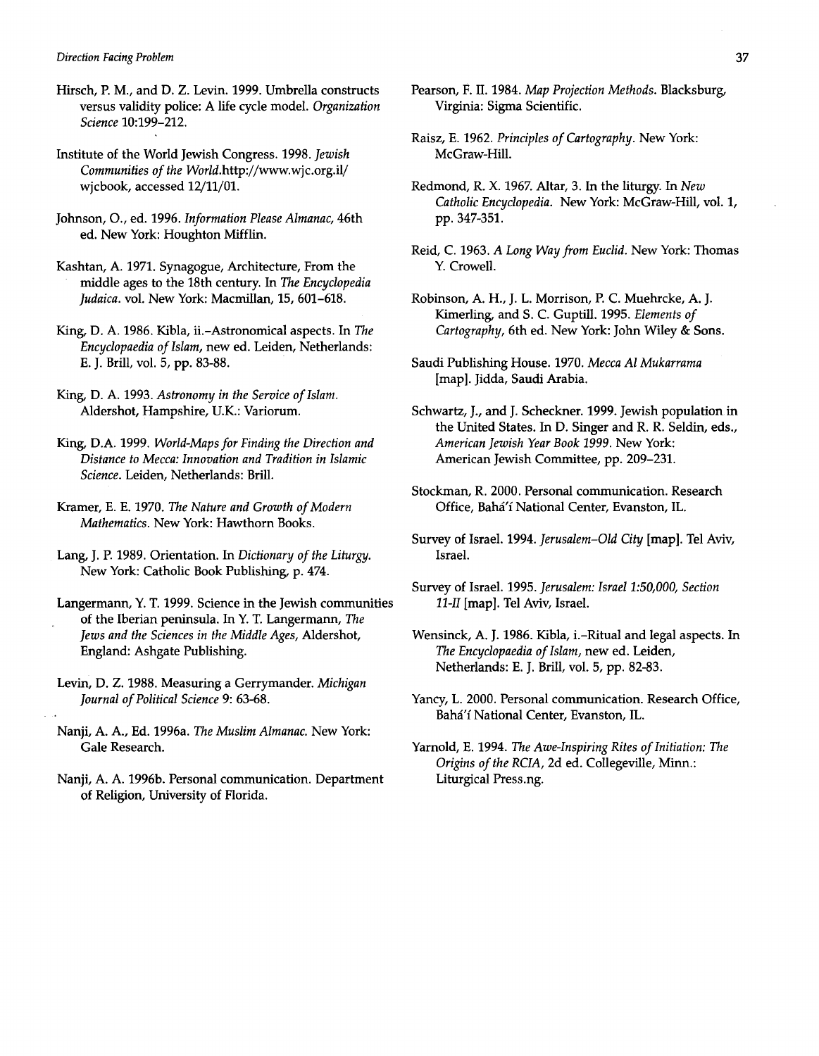Hirsch, P. M., and D. Z. Levin. 1999. Umbrella constructs versus validity police: A life cycle model. *Organization Science* 10:199–212.

Institute of the World Jewish Congress. 1998. *Jewish Communities of the World.*http://www.wjc.org.il/wjcbook, accessed 12/11/01.

Johnson, O., ed. 1996. *Information Please Almanac,* 46th ed. New York: Houghton Mifflin.

Kashtan, A. 1971. Synagogue, Architecture, From the middle ages to the 18th century. In *The Encyclopedia Judaica.* vol. New York: Macmillan, 15, 601–618.

King, D. A. 1986. Kibla, ii.–Astronomical aspects. In *The Encyclopaedia of Islam,* new ed. Leiden, Netherlands: E. J. Brill, vol. 5, pp. 83-88.

King, D. A. 1993. *Astronomy in the Service of Islam.* Aldershot, Hampshire, U.K.: Variorum.

King, D.A. 1999. *World-Maps for Finding the Direction and Distance to Mecca: Innovation and Tradition in Islamic Science.* Leiden, Netherlands: Brill.

Kramer, E. E. 1970. *The Nature and Growth of Modern Mathematics.* New York: Hawthorn Books.

Lang, J. P. 1989. Orientation. In *Dictionary of the Liturgy.* New York: Catholic Book Publishing, p. 474.

Langermann, Y. T. 1999. Science in the Jewish communities of the Iberian peninsula. In Y. T. Langermann, *The Jews and the Sciences in the Middle Ages,* Aldershot, England: Ashgate Publishing.

Levin, D. Z. 1988. Measuring a Gerrymander. *Michigan Journal of Political Science* 9: 63-68.

Nanji, A. A., Ed. 1996a. *The Muslim Almanac.* New York: Gale Research.

Nanji, A. A. 1996b. Personal communication. Department of Religion, University of Florida.

Pearson, F. II. 1984. *Map Projection Methods.* Blacksburg, Virginia: Sigma Scientific.

Raisz, E. 1962. *Principles of Cartography.* New York: McGraw-Hill.

Redmond, R. X. 1967. Altar, 3. In the liturgy. In *New Catholic Encyclopedia.* New York: McGraw-Hill, vol. 1, pp. 347-351.

Reid, C. 1963. *A Long Way from Euclid.* New York: Thomas Y. Crowell.

Robinson, A. H., J. L. Morrison, P. C. Muehrcke, A. J. Kimerling, and S. C. Guptill. 1995. *Elements of Cartography,* 6th ed. New York: John Wiley & Sons.

Saudi Publishing House. 1970. *Mecca Al Mukarrama* [map]. Jidda, Saudi Arabia.

Schwartz, J., and J. Scheckner. 1999. Jewish population in the United States. In D. Singer and R. R. Seldin, eds., *American Jewish Year Book 1999.* New York: American Jewish Committee, pp. 209–231.

Stockman, R. 2000. Personal communication. Research Office, Bahá'í National Center, Evanston, IL.

Survey of Israel. 1994. *Jerusalem–Old City* [map]. Tel Aviv, Israel.

Survey of Israel. 1995. *Jerusalem: Israel 1:50,000, Section 11-II* [map]. Tel Aviv, Israel.

Wensinck, A. J. 1986. Kibla, i.–Ritual and legal aspects. In *The Encyclopaedia of Islam,* new ed. Leiden, Netherlands: E. J. Brill, vol. 5, pp. 82-83.

Yancy, L. 2000. Personal communication. Research Office, Bahá'í National Center, Evanston, IL.

Yarnold, E. 1994. *The Awe-Inspiring Rites of Initiation: The Origins of the RCIA,* 2d ed. Collegeville, Minn.: Liturgical Press.ng.